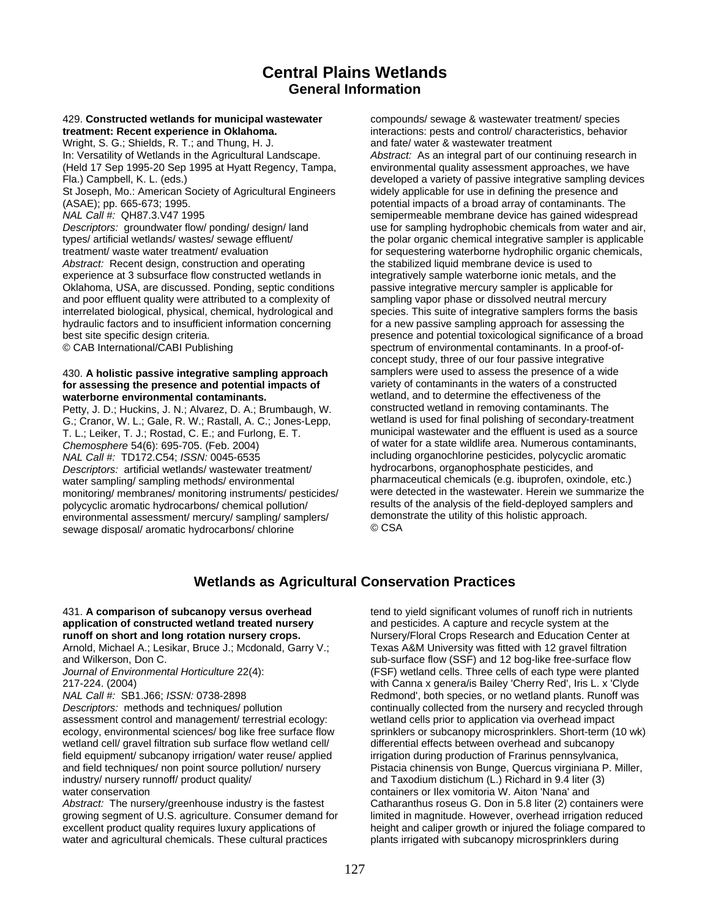# Central Plains Wetlands

## General Information

429. **Constructed wetlands for municipal wastewater treatment: Recent experience in Oklahoma.**
Wright, S. G.; Shields, R. T.; and Thung, H. J.
In: Versatility of Wetlands in the Agricultural Landscape. (Held 17 Sep 1995-20 Sep 1995 at Hyatt Regency, Tampa, Fla.) Campbell, K. L. (eds.)
St Joseph, Mo.: American Society of Agricultural Engineers (ASAE); pp. 665-673; 1995.
*NAL Call #:* QH87.3.V47 1995
*Descriptors:* groundwater flow/ ponding/ design/ land types/ artificial wetlands/ wastes/ sewage effluent/ treatment/ waste water treatment/ evaluation
*Abstract:* Recent design, construction and operating experience at 3 subsurface flow constructed wetlands in Oklahoma, USA, are discussed. Ponding, septic conditions and poor effluent quality were attributed to a complexity of interrelated biological, physical, chemical, hydrological and hydraulic factors and to insufficient information concerning best site specific design criteria.
© CAB International/CABI Publishing

430. **A holistic passive integrative sampling approach for assessing the presence and potential impacts of waterborne environmental contaminants.**
Petty, J. D.; Huckins, J. N.; Alvarez, D. A.; Brumbaugh, W. G.; Cranor, W. L.; Gale, R. W.; Rastall, A. C.; Jones-Lepp, T. L.; Leiker, T. J.; Rostad, C. E.; and Furlong, E. T.
*Chemosphere* 54(6): 695-705. (Feb. 2004)
*NAL Call #:* TD172.C54; *ISSN:* 0045-6535
*Descriptors:* artificial wetlands/ wastewater treatment/ water sampling/ sampling methods/ environmental monitoring/ membranes/ monitoring instruments/ pesticides/ polycyclic aromatic hydrocarbons/ chemical pollution/ environmental assessment/ mercury/ sampling/ samplers/ sewage disposal/ aromatic hydrocarbons/ chlorine compounds/ sewage & wastewater treatment/ species interactions: pests and control/ characteristics, behavior and fate/ water & wastewater treatment
*Abstract:* As an integral part of our continuing research in environmental quality assessment approaches, we have developed a variety of passive integrative sampling devices widely applicable for use in defining the presence and potential impacts of a broad array of contaminants. The semipermeable membrane device has gained widespread use for sampling hydrophobic chemicals from water and air, the polar organic chemical integrative sampler is applicable for sequestering waterborne hydrophilic organic chemicals, the stabilized liquid membrane device is used to integratively sample waterborne ionic metals, and the passive integrative mercury sampler is applicable for sampling vapor phase or dissolved neutral mercury species. This suite of integrative samplers forms the basis for a new passive sampling approach for assessing the presence and potential toxicological significance of a broad spectrum of environmental contaminants. In a proof-of-concept study, three of our four passive integrative samplers were used to assess the presence of a wide variety of contaminants in the waters of a constructed wetland, and to determine the effectiveness of the constructed wetland in removing contaminants. The wetland is used for final polishing of secondary-treatment municipal wastewater and the effluent is used as a source of water for a state wildlife area. Numerous contaminants, including organochlorine pesticides, polycyclic aromatic hydrocarbons, organophosphate pesticides, and pharmaceutical chemicals (e.g. ibuprofen, oxindole, etc.) were detected in the wastewater. Herein we summarize the results of the analysis of the field-deployed samplers and demonstrate the utility of this holistic approach.
© CSA

# Wetlands as Agricultural Conservation Practices

431. **A comparison of subcanopy versus overhead application of constructed wetland treated nursery runoff on short and long rotation nursery crops.**
Arnold, Michael A.; Lesikar, Bruce J.; Mcdonald, Garry V.; and Wilkerson, Don C.
*Journal of Environmental Horticulture* 22(4): 217-224. (2004)
*NAL Call #:* SB1.J66; *ISSN:* 0738-2898
*Descriptors:* methods and techniques/ pollution assessment control and management/ terrestrial ecology: ecology, environmental sciences/ bog like free surface flow wetland cell/ gravel filtration sub surface flow wetland cell/ field equipment/ subcanopy irrigation/ water reuse/ applied and field techniques/ non point source pollution/ nursery industry/ nursery runnoff/ product quality/ water conservation
*Abstract:* The nursery/greenhouse industry is the fastest growing segment of U.S. agriculture. Consumer demand for excellent product quality requires luxury applications of water and agricultural chemicals. These cultural practices tend to yield significant volumes of runoff rich in nutrients and pesticides. A capture and recycle system at the Nursery/Floral Crops Research and Education Center at Texas A&M University was fitted with 12 gravel filtration sub-surface flow (SSF) and 12 bog-like free-surface flow (FSF) wetland cells. Three cells of each type were planted with Canna x genera/is Bailey 'Cherry Red', Iris L. x 'Clyde Redmond', both species, or no wetland plants. Runoff was continually collected from the nursery and recycled through wetland cells prior to application via overhead impact sprinklers or subcanopy microsprinklers. Short-term (10 wk) differential effects between overhead and subcanopy irrigation during production of Frarinus pennsylvanica, Pistacia chinensis von Bunge, Quercus virginiana P. Miller, and Taxodium distichum (L.) Richard in 9.4 liter (3) containers or Ilex vomitoria W. Aiton 'Nana' and Catharanthus roseus G. Don in 5.8 liter (2) containers were limited in magnitude. However, overhead irrigation reduced height and caliper growth or injured the foliage compared to plants irrigated with subcanopy microsprinklers during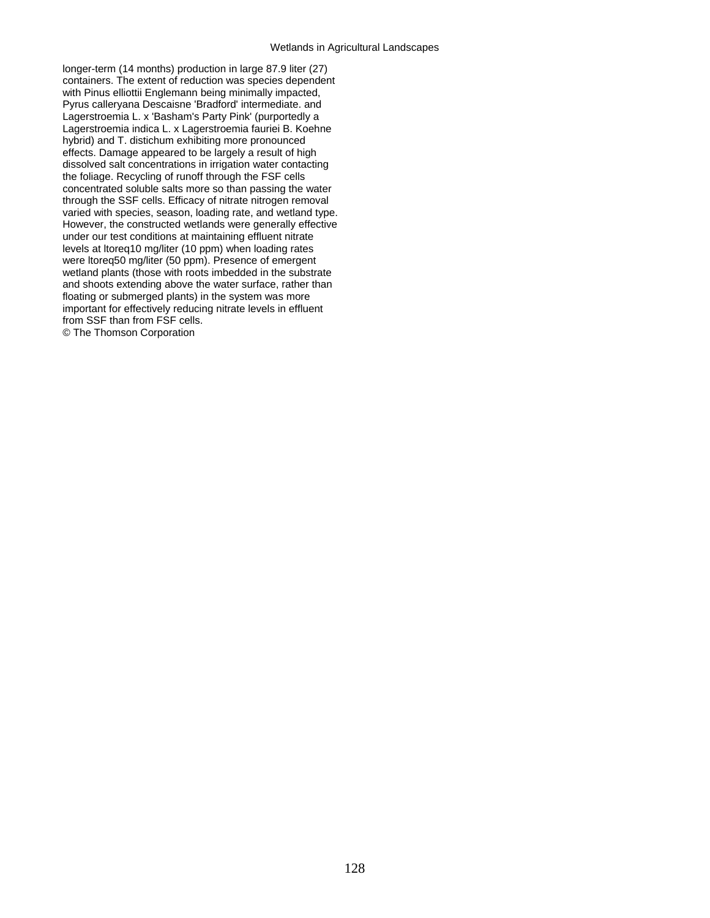longer-term (14 months) production in large 87.9 liter (27) containers. The extent of reduction was species dependent with Pinus elliottii Englemann being minimally impacted, Pyrus calleryana Descaisne 'Bradford' intermediate. and Lagerstroemia L. x 'Basham's Party Pink' (purportedly a Lagerstroemia indica L. x Lagerstroemia fauriei B. Koehne hybrid) and T. distichum exhibiting more pronounced effects. Damage appeared to be largely a result of high dissolved salt concentrations in irrigation water contacting the foliage. Recycling of runoff through the FSF cells concentrated soluble salts more so than passing the water through the SSF cells. Efficacy of nitrate nitrogen removal varied with species, season, loading rate, and wetland type. However, the constructed wetlands were generally effective under our test conditions at maintaining effluent nitrate levels at ltoreq10 mg/liter (10 ppm) when loading rates were ltoreq50 mg/liter (50 ppm). Presence of emergent wetland plants (those with roots imbedded in the substrate and shoots extending above the water surface, rather than floating or submerged plants) in the system was more important for effectively reducing nitrate levels in effluent from SSF than from FSF cells.
© The Thomson Corporation